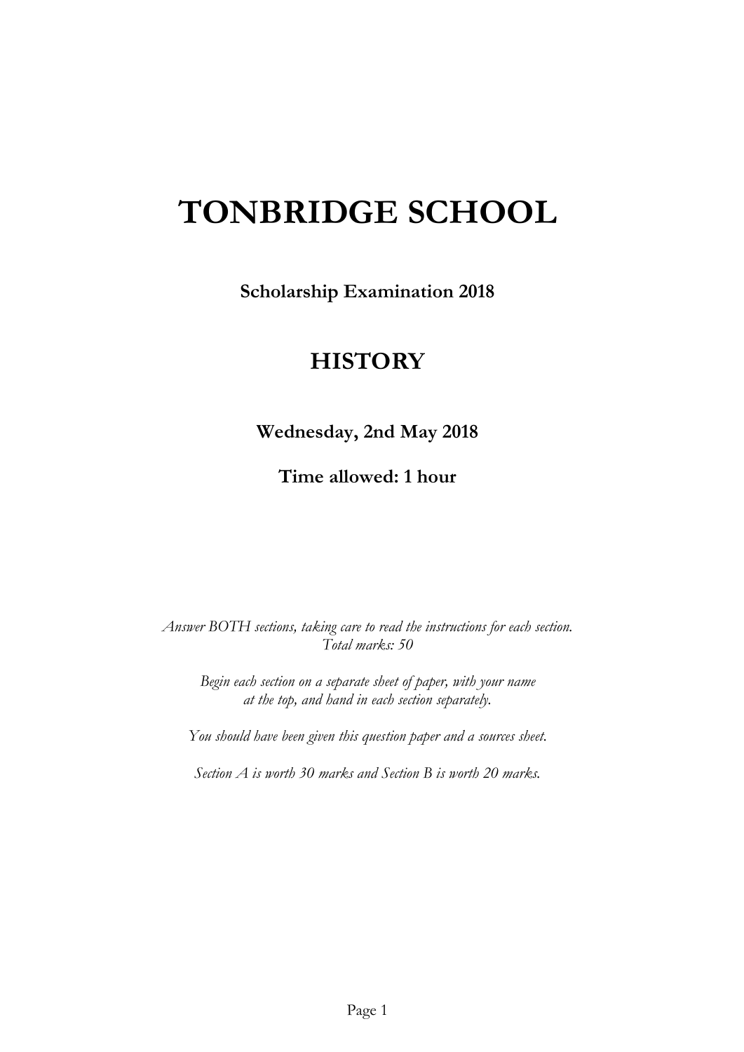# TONBRIDGE SCHOOL

**Scholarship Examination 2018**

## HISTORY

**Wednesday, 2nd May 2018**

**Time allowed: 1 hour**

*Answer BOTH sections, taking care to read the instructions for each section.*
*Total marks: 50*

*Begin each section on a separate sheet of paper, with your name at the top, and hand in each section separately.*

*You should have been given this question paper and a sources sheet.*

*Section A is worth 30 marks and Section B is worth 20 marks.*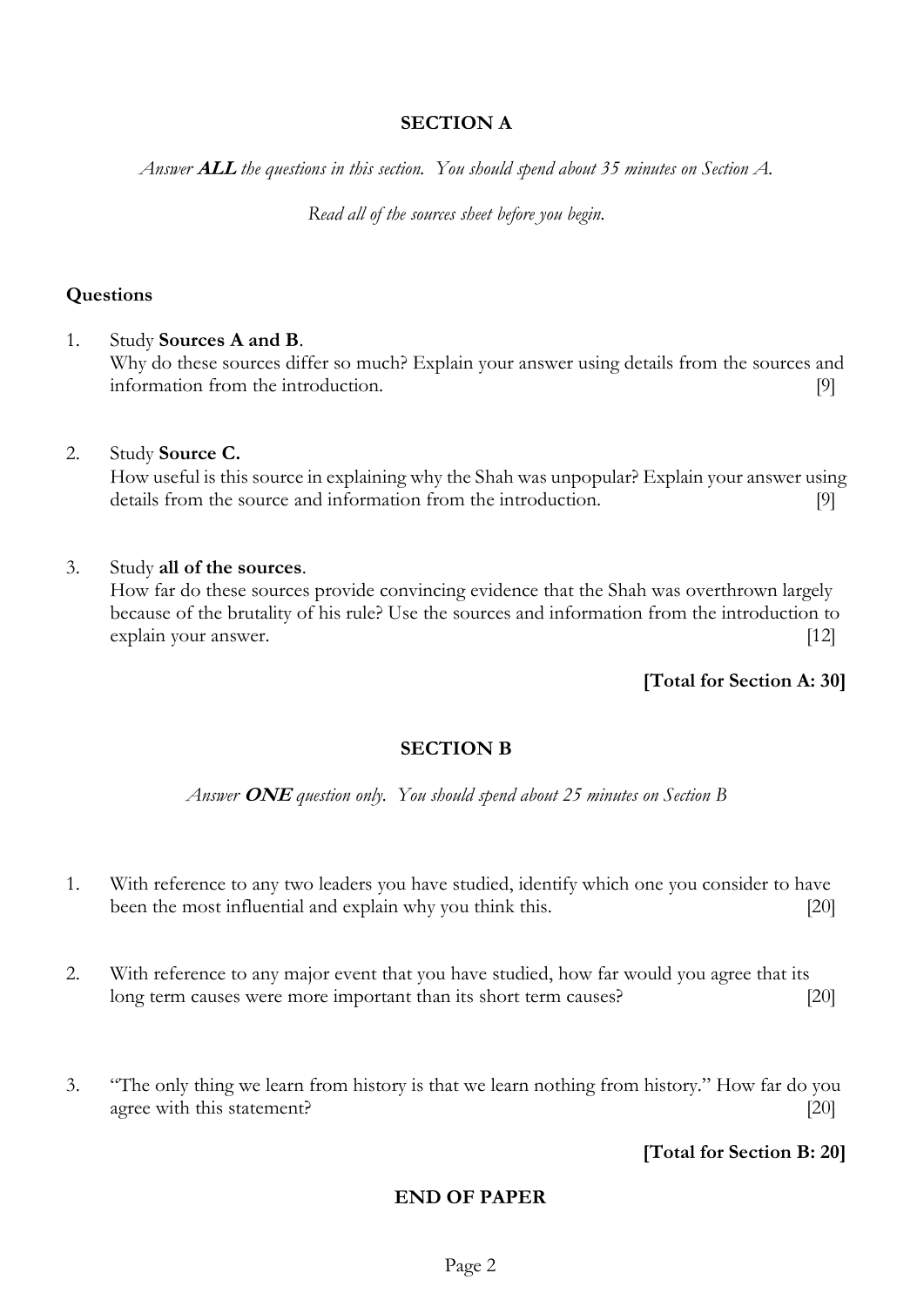## SECTION A

*Answer **ALL** the questions in this section. You should spend about 35 minutes on Section A.*

*Read all of the sources sheet before you begin.*

**Questions**

1. Study **Sources A and B**.
   Why do these sources differ so much? Explain your answer using details from the sources and information from the introduction. [9]

2. Study **Source C.**
   How useful is this source in explaining why the Shah was unpopular? Explain your answer using details from the source and information from the introduction. [9]

3. Study **all of the sources**.
   How far do these sources provide convincing evidence that the Shah was overthrown largely because of the brutality of his rule? Use the sources and information from the introduction to explain your answer. [12]

**[Total for Section A: 30]**

## SECTION B

*Answer **ONE** question only. You should spend about 25 minutes on Section B*

1. With reference to any two leaders you have studied, identify which one you consider to have been the most influential and explain why you think this. [20]

2. With reference to any major event that you have studied, how far would you agree that its long term causes were more important than its short term causes? [20]

3. "The only thing we learn from history is that we learn nothing from history." How far do you agree with this statement? [20]

**[Total for Section B: 20]**

**END OF PAPER**